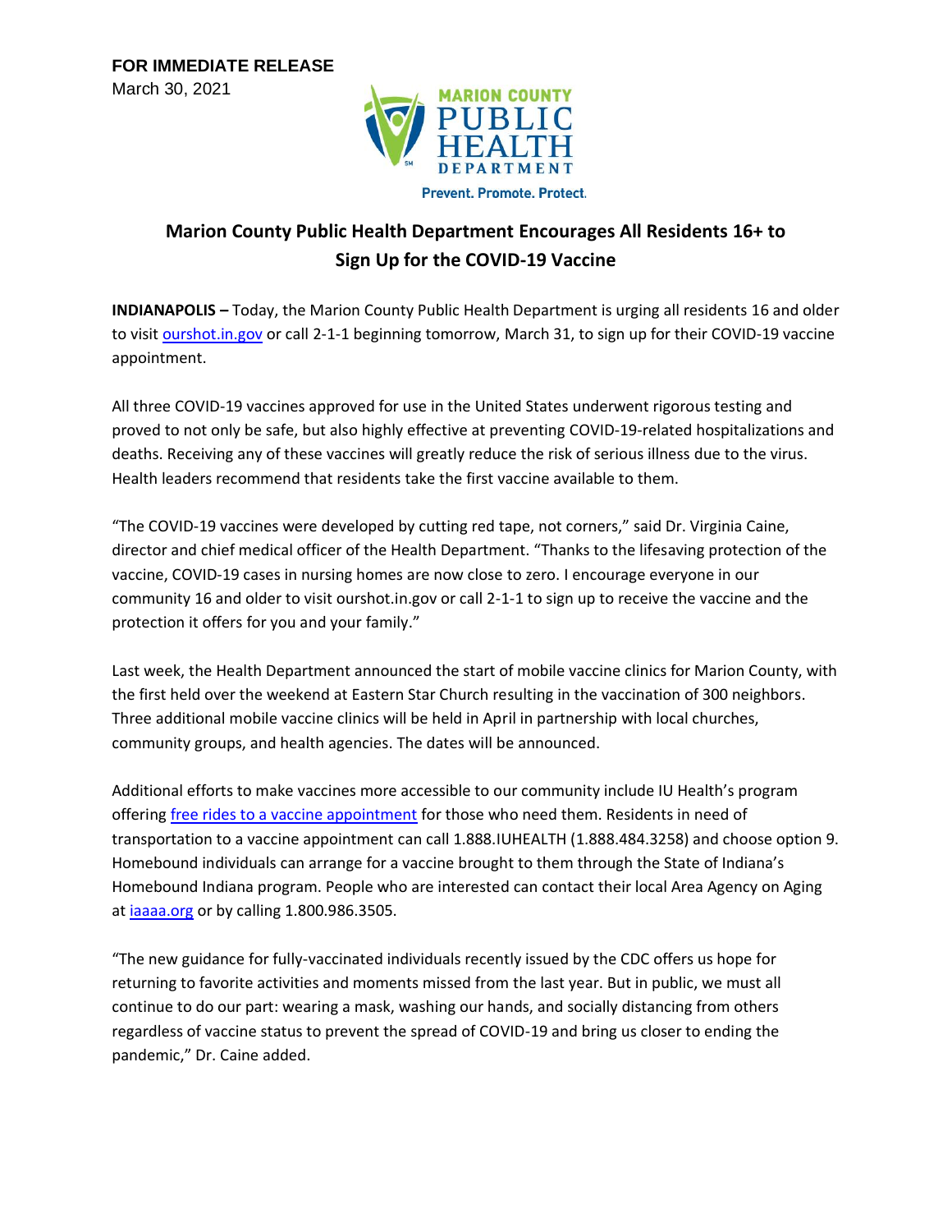**FOR IMMEDIATE RELEASE**
March 30, 2021

MARION COUNTY PUBLIC HEALTH DEPARTMENT

Prevent. Promote. Protect.

# Marion County Public Health Department Encourages All Residents 16+ to Sign Up for the COVID-19 Vaccine

**INDIANAPOLIS –** Today, the Marion County Public Health Department is urging all residents 16 and older to visit ourshot.in.gov or call 2-1-1 beginning tomorrow, March 31, to sign up for their COVID-19 vaccine appointment.

All three COVID-19 vaccines approved for use in the United States underwent rigorous testing and proved to not only be safe, but also highly effective at preventing COVID-19-related hospitalizations and deaths. Receiving any of these vaccines will greatly reduce the risk of serious illness due to the virus. Health leaders recommend that residents take the first vaccine available to them.

"The COVID-19 vaccines were developed by cutting red tape, not corners," said Dr. Virginia Caine, director and chief medical officer of the Health Department. "Thanks to the lifesaving protection of the vaccine, COVID-19 cases in nursing homes are now close to zero. I encourage everyone in our community 16 and older to visit ourshot.in.gov or call 2-1-1 to sign up to receive the vaccine and the protection it offers for you and your family."

Last week, the Health Department announced the start of mobile vaccine clinics for Marion County, with the first held over the weekend at Eastern Star Church resulting in the vaccination of 300 neighbors. Three additional mobile vaccine clinics will be held in April in partnership with local churches, community groups, and health agencies. The dates will be announced.

Additional efforts to make vaccines more accessible to our community include IU Health's program offering free rides to a vaccine appointment for those who need them. Residents in need of transportation to a vaccine appointment can call 1.888.IUHEALTH (1.888.484.3258) and choose option 9. Homebound individuals can arrange for a vaccine brought to them through the State of Indiana's Homebound Indiana program. People who are interested can contact their local Area Agency on Aging at iaaaa.org or by calling 1.800.986.3505.

"The new guidance for fully-vaccinated individuals recently issued by the CDC offers us hope for returning to favorite activities and moments missed from the last year. But in public, we must all continue to do our part: wearing a mask, washing our hands, and socially distancing from others regardless of vaccine status to prevent the spread of COVID-19 and bring us closer to ending the pandemic," Dr. Caine added.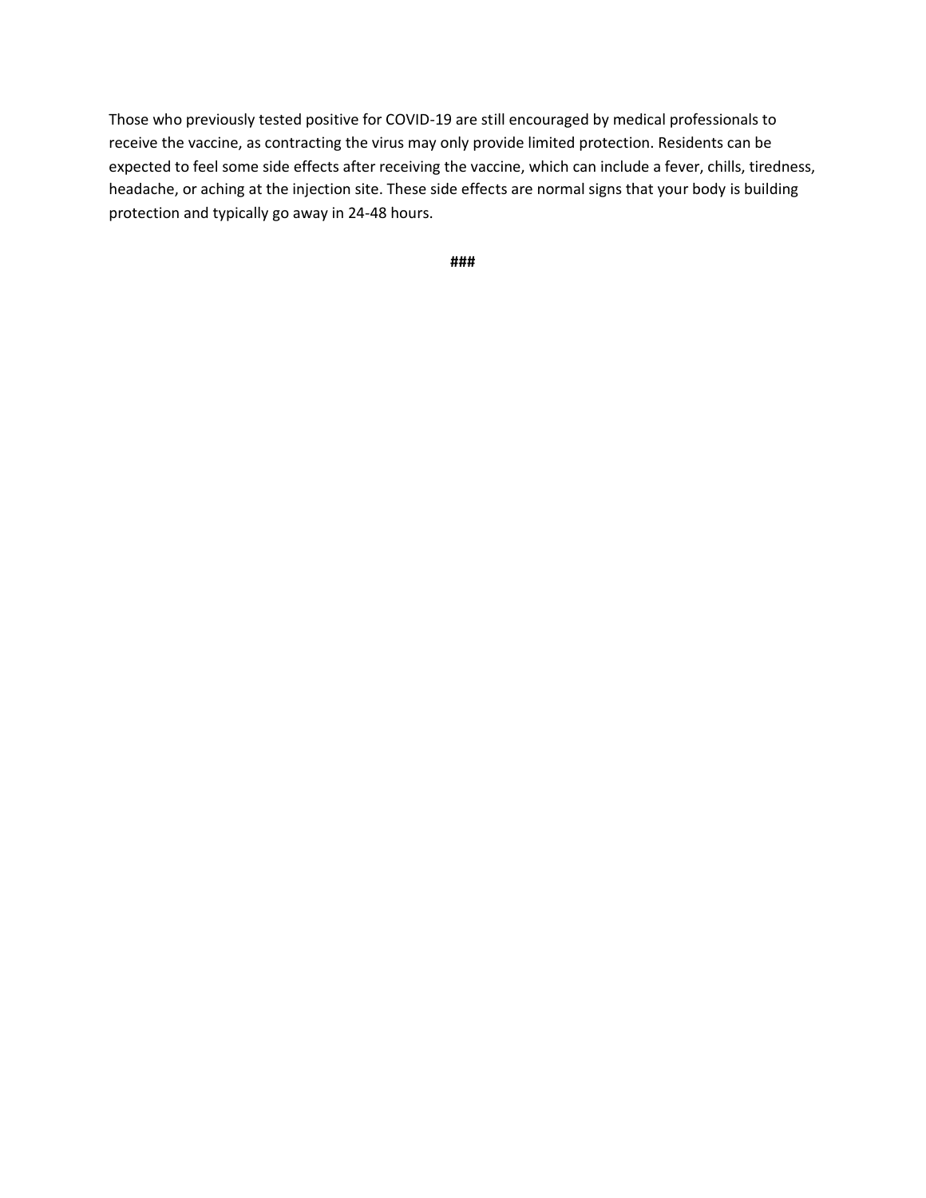Those who previously tested positive for COVID-19 are still encouraged by medical professionals to receive the vaccine, as contracting the virus may only provide limited protection. Residents can be expected to feel some side effects after receiving the vaccine, which can include a fever, chills, tiredness, headache, or aching at the injection site. These side effects are normal signs that your body is building protection and typically go away in 24-48 hours.

**###**